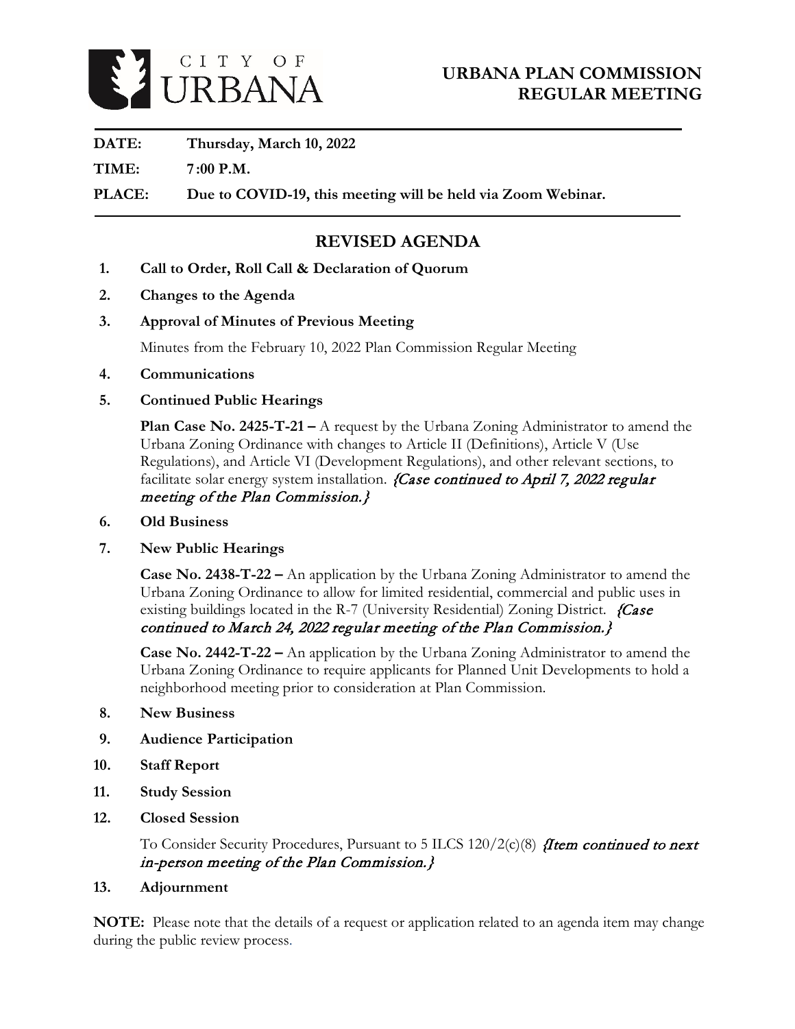CITY OF URBANA

# URBANA PLAN COMMISSION REGULAR MEETING

**DATE:** **Thursday, March 10, 2022**

**TIME:** **7:00 P.M.**

**PLACE:** **Due to COVID-19, this meeting will be held via Zoom Webinar.**

## REVISED AGENDA

1. **Call to Order, Roll Call & Declaration of Quorum**
2. **Changes to the Agenda**
3. **Approval of Minutes of Previous Meeting**

   Minutes from the February 10, 2022 Plan Commission Regular Meeting
4. **Communications**
5. **Continued Public Hearings**

   **Plan Case No. 2425-T-21 –** A request by the Urbana Zoning Administrator to amend the Urbana Zoning Ordinance with changes to Article II (Definitions), Article V (Use Regulations), and Article VI (Development Regulations), and other relevant sections, to facilitate solar energy system installation. *{Case continued to April 7, 2022 regular meeting of the Plan Commission.}*
6. **Old Business**
7. **New Public Hearings**

   **Case No. 2438-T-22 –** An application by the Urbana Zoning Administrator to amend the Urbana Zoning Ordinance to allow for limited residential, commercial and public uses in existing buildings located in the R-7 (University Residential) Zoning District. *{Case continued to March 24, 2022 regular meeting of the Plan Commission.}*

   **Case No. 2442-T-22 –** An application by the Urbana Zoning Administrator to amend the Urbana Zoning Ordinance to require applicants for Planned Unit Developments to hold a neighborhood meeting prior to consideration at Plan Commission.
8. **New Business**
9. **Audience Participation**
10. **Staff Report**
11. **Study Session**
12. **Closed Session**

    To Consider Security Procedures, Pursuant to 5 ILCS 120/2(c)(8) *{Item continued to next in-person meeting of the Plan Commission.}*
13. **Adjournment**

**NOTE:** Please note that the details of a request or application related to an agenda item may change during the public review process.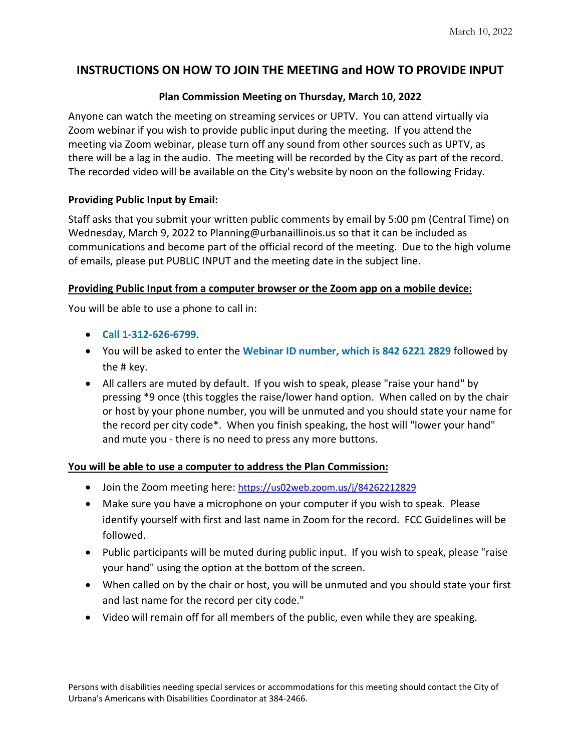March 10, 2022

# INSTRUCTIONS ON HOW TO JOIN THE MEETING and HOW TO PROVIDE INPUT

### Plan Commission Meeting on Thursday, March 10, 2022

Anyone can watch the meeting on streaming services or UPTV. You can attend virtually via Zoom webinar if you wish to provide public input during the meeting. If you attend the meeting via Zoom webinar, please turn off any sound from other sources such as UPTV, as there will be a lag in the audio. The meeting will be recorded by the City as part of the record. The recorded video will be available on the City's website by noon on the following Friday.

**Providing Public Input by Email:**

Staff asks that you submit your written public comments by email by 5:00 pm (Central Time) on Wednesday, March 9, 2022 to Planning@urbanaillinois.us so that it can be included as communications and become part of the official record of the meeting. Due to the high volume of emails, please put PUBLIC INPUT and the meeting date in the subject line.

**Providing Public Input from a computer browser or the Zoom app on a mobile device:**

You will be able to use a phone to call in:

- **Call 1-312-626-6799**.
- You will be asked to enter the **Webinar ID number, which is 842 6221 2829** followed by the # key.
- All callers are muted by default. If you wish to speak, please "raise your hand" by pressing *9 once (this toggles the raise/lower hand option. When called on by the chair or host by your phone number, you will be unmuted and you should state your name for the record per city code*. When you finish speaking, the host will "lower your hand" and mute you - there is no need to press any more buttons.

**You will be able to use a computer to address the Plan Commission:**

- Join the Zoom meeting here: https://us02web.zoom.us/j/84262212829
- Make sure you have a microphone on your computer if you wish to speak. Please identify yourself with first and last name in Zoom for the record. FCC Guidelines will be followed.
- Public participants will be muted during public input. If you wish to speak, please "raise your hand" using the option at the bottom of the screen.
- When called on by the chair or host, you will be unmuted and you should state your first and last name for the record per city code."
- Video will remain off for all members of the public, even while they are speaking.

Persons with disabilities needing special services or accommodations for this meeting should contact the City of Urbana's Americans with Disabilities Coordinator at 384-2466.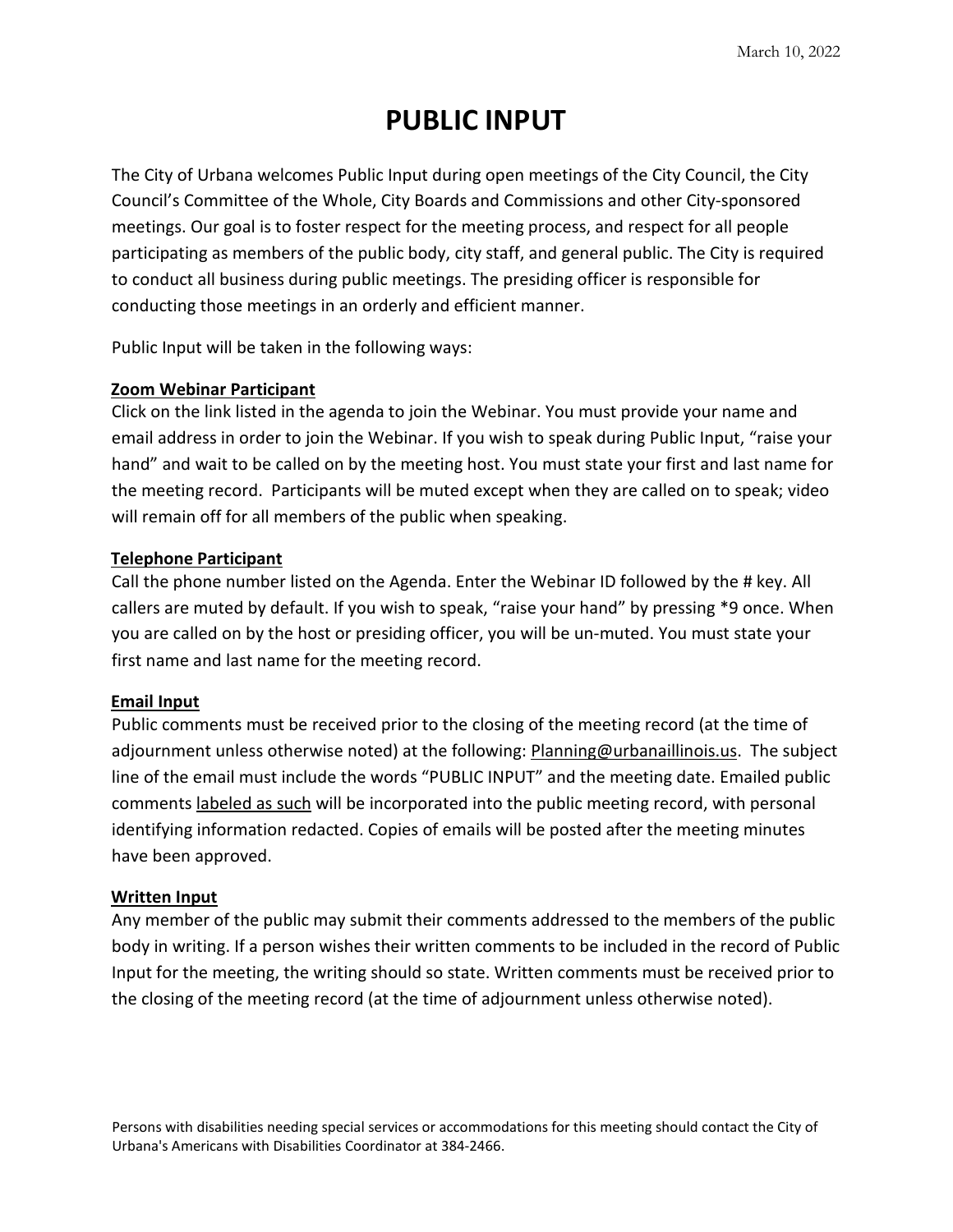March 10, 2022

# PUBLIC INPUT

The City of Urbana welcomes Public Input during open meetings of the City Council, the City Council's Committee of the Whole, City Boards and Commissions and other City-sponsored meetings. Our goal is to foster respect for the meeting process, and respect for all people participating as members of the public body, city staff, and general public. The City is required to conduct all business during public meetings. The presiding officer is responsible for conducting those meetings in an orderly and efficient manner.

Public Input will be taken in the following ways:

### Zoom Webinar Participant

Click on the link listed in the agenda to join the Webinar. You must provide your name and email address in order to join the Webinar. If you wish to speak during Public Input, "raise your hand" and wait to be called on by the meeting host. You must state your first and last name for the meeting record. Participants will be muted except when they are called on to speak; video will remain off for all members of the public when speaking.

### Telephone Participant

Call the phone number listed on the Agenda. Enter the Webinar ID followed by the # key. All callers are muted by default. If you wish to speak, "raise your hand" by pressing *9 once. When you are called on by the host or presiding officer, you will be un-muted. You must state your first name and last name for the meeting record.

### Email Input

Public comments must be received prior to the closing of the meeting record (at the time of adjournment unless otherwise noted) at the following: Planning@urbanaillinois.us. The subject line of the email must include the words "PUBLIC INPUT" and the meeting date. Emailed public comments labeled as such will be incorporated into the public meeting record, with personal identifying information redacted. Copies of emails will be posted after the meeting minutes have been approved.

### Written Input

Any member of the public may submit their comments addressed to the members of the public body in writing. If a person wishes their written comments to be included in the record of Public Input for the meeting, the writing should so state. Written comments must be received prior to the closing of the meeting record (at the time of adjournment unless otherwise noted).

Persons with disabilities needing special services or accommodations for this meeting should contact the City of Urbana's Americans with Disabilities Coordinator at 384-2466.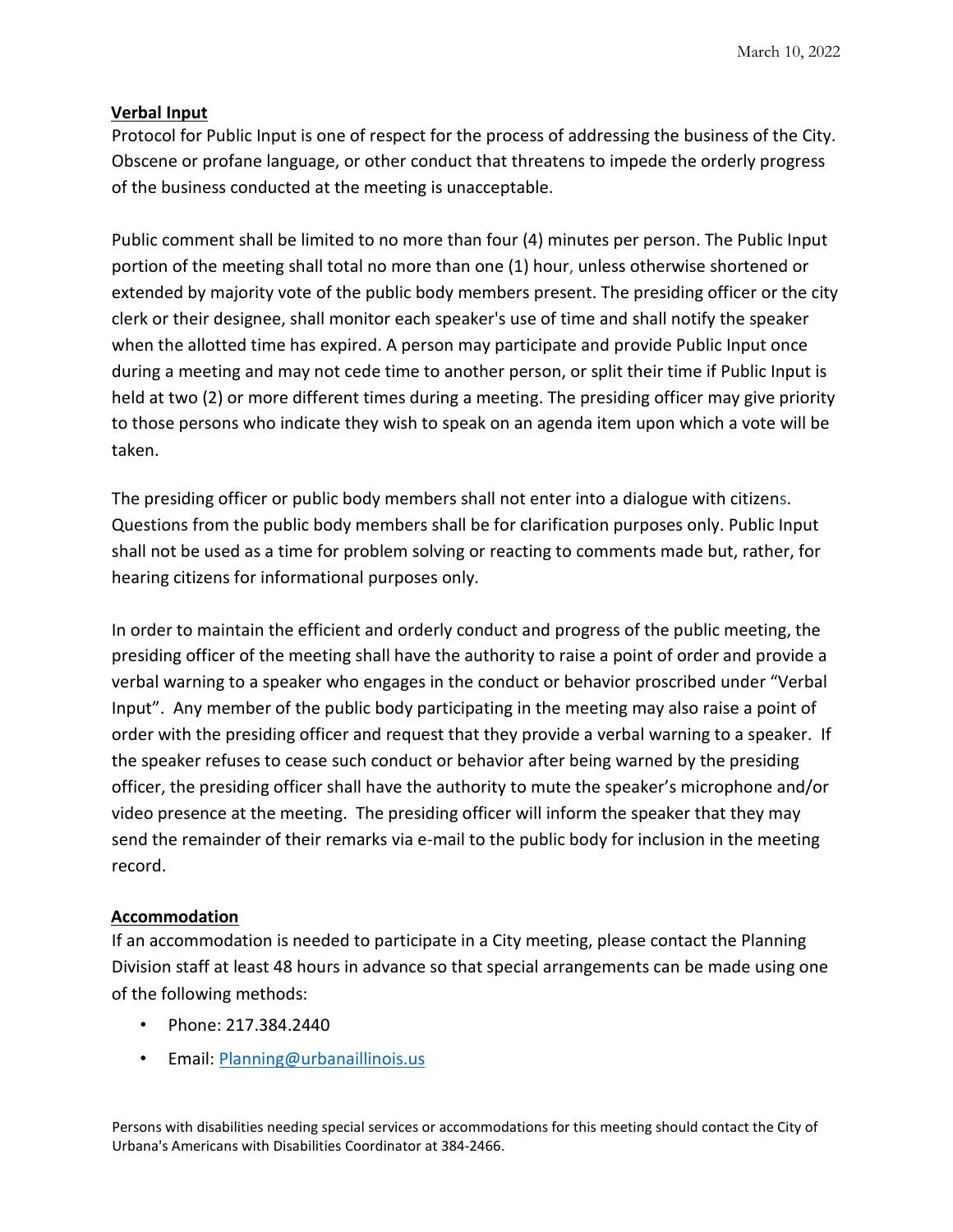## Verbal Input

Protocol for Public Input is one of respect for the process of addressing the business of the City. Obscene or profane language, or other conduct that threatens to impede the orderly progress of the business conducted at the meeting is unacceptable.

Public comment shall be limited to no more than four (4) minutes per person. The Public Input portion of the meeting shall total no more than one (1) hour, unless otherwise shortened or extended by majority vote of the public body members present. The presiding officer or the city clerk or their designee, shall monitor each speaker's use of time and shall notify the speaker when the allotted time has expired. A person may participate and provide Public Input once during a meeting and may not cede time to another person, or split their time if Public Input is held at two (2) or more different times during a meeting. The presiding officer may give priority to those persons who indicate they wish to speak on an agenda item upon which a vote will be taken.

The presiding officer or public body members shall not enter into a dialogue with citizens. Questions from the public body members shall be for clarification purposes only. Public Input shall not be used as a time for problem solving or reacting to comments made but, rather, for hearing citizens for informational purposes only.

In order to maintain the efficient and orderly conduct and progress of the public meeting, the presiding officer of the meeting shall have the authority to raise a point of order and provide a verbal warning to a speaker who engages in the conduct or behavior proscribed under "Verbal Input". Any member of the public body participating in the meeting may also raise a point of order with the presiding officer and request that they provide a verbal warning to a speaker. If the speaker refuses to cease such conduct or behavior after being warned by the presiding officer, the presiding officer shall have the authority to mute the speaker's microphone and/or video presence at the meeting. The presiding officer will inform the speaker that they may send the remainder of their remarks via e-mail to the public body for inclusion in the meeting record.

## Accommodation

If an accommodation is needed to participate in a City meeting, please contact the Planning Division staff at least 48 hours in advance so that special arrangements can be made using one of the following methods:

- Phone: 217.384.2440
- Email: Planning@urbanaillinois.us

Persons with disabilities needing special services or accommodations for this meeting should contact the City of Urbana's Americans with Disabilities Coordinator at 384-2466.